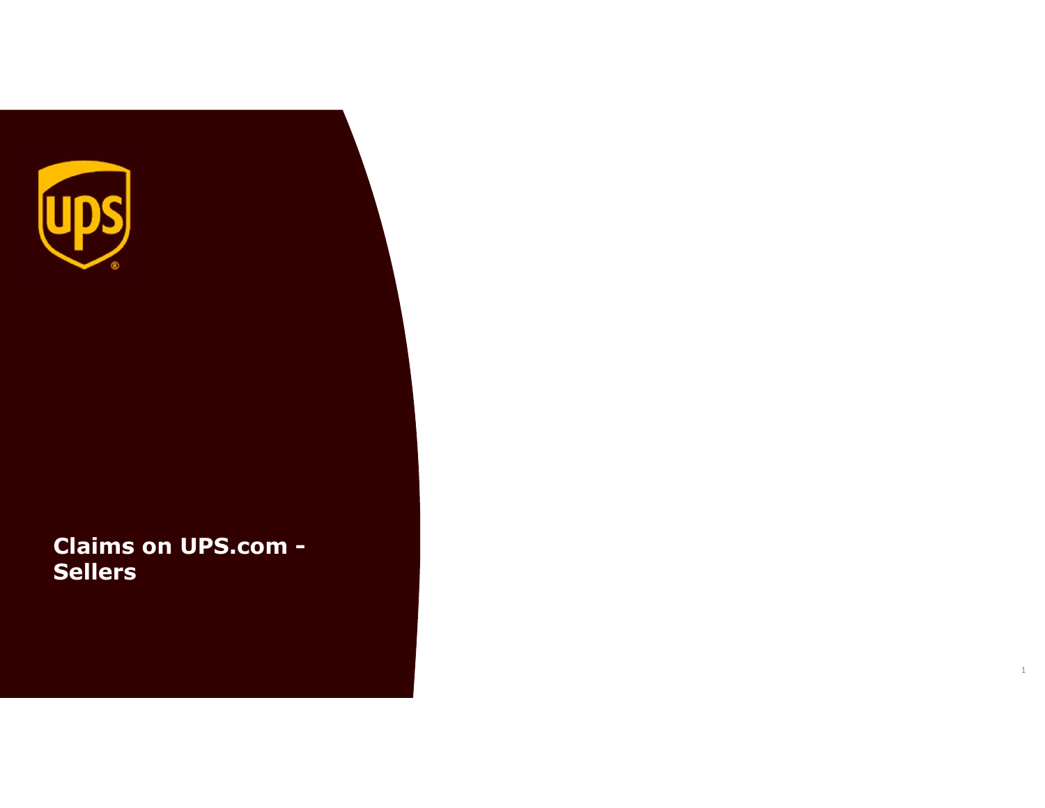# Claims on UPS.com - Sellers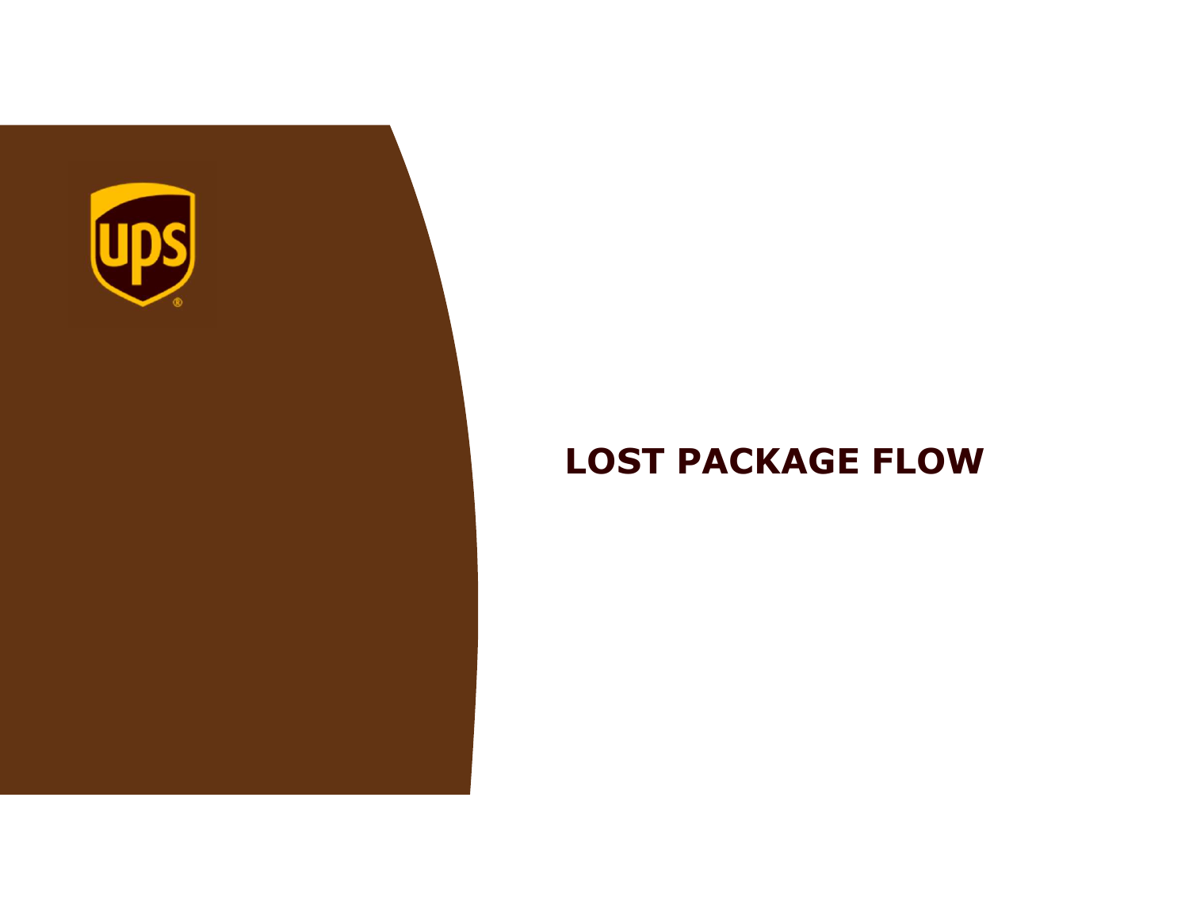# LOST PACKAGE FLOW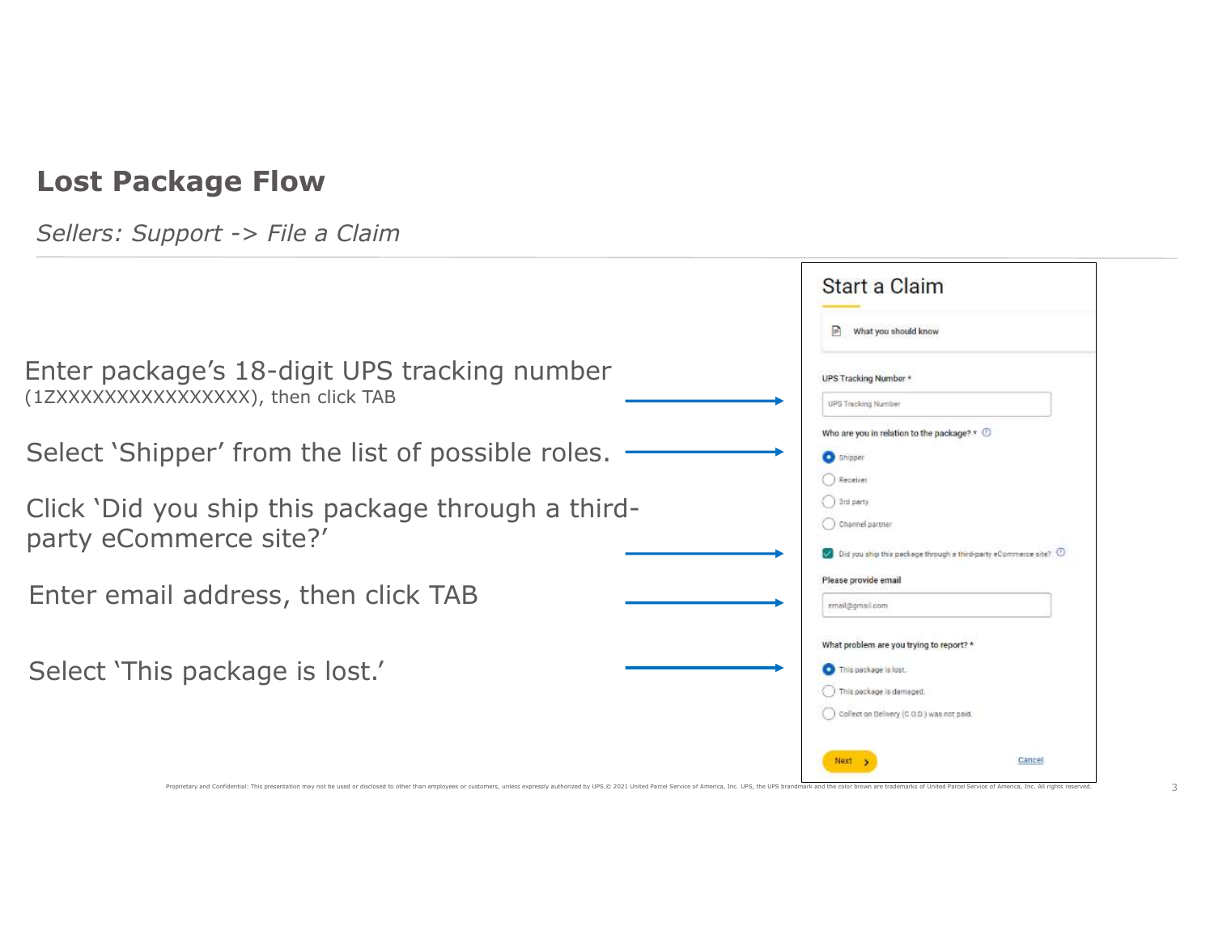# Lost Package Flow

*Sellers: Support -> File a Claim*

Enter package's 18-digit UPS tracking number (1ZXXXXXXXXXXXXXXXX), then click TAB

Select 'Shipper' from the list of possible roles.

Click 'Did you ship this package through a third-party eCommerce site?'

Enter email address, then click TAB

Select 'This package is lost.'

## Start a Claim

What you should know

UPS Tracking Number *

UPS Tracking Number

Who are you in relation to the package? *

- Shipper
- Receiver
- 3rd party
- Channel partner

Did you ship this package through a third-party eCommerce site?

Please provide email

email@gmail.com

What problem are you trying to report? *

- This package is lost.
- This package is damaged.
- Collect on Delivery (C.O.D.) was not paid.

Next

Cancel

Proprietary and Confidential: This presentation may not be used or disclosed to other than employees or customers, unless expressly authorized by UPS.© 2021 United Parcel Service of America, Inc. UPS, the UPS brandmark and the color brown are trademarks of United Parcel Service of America, Inc. All rights reserved.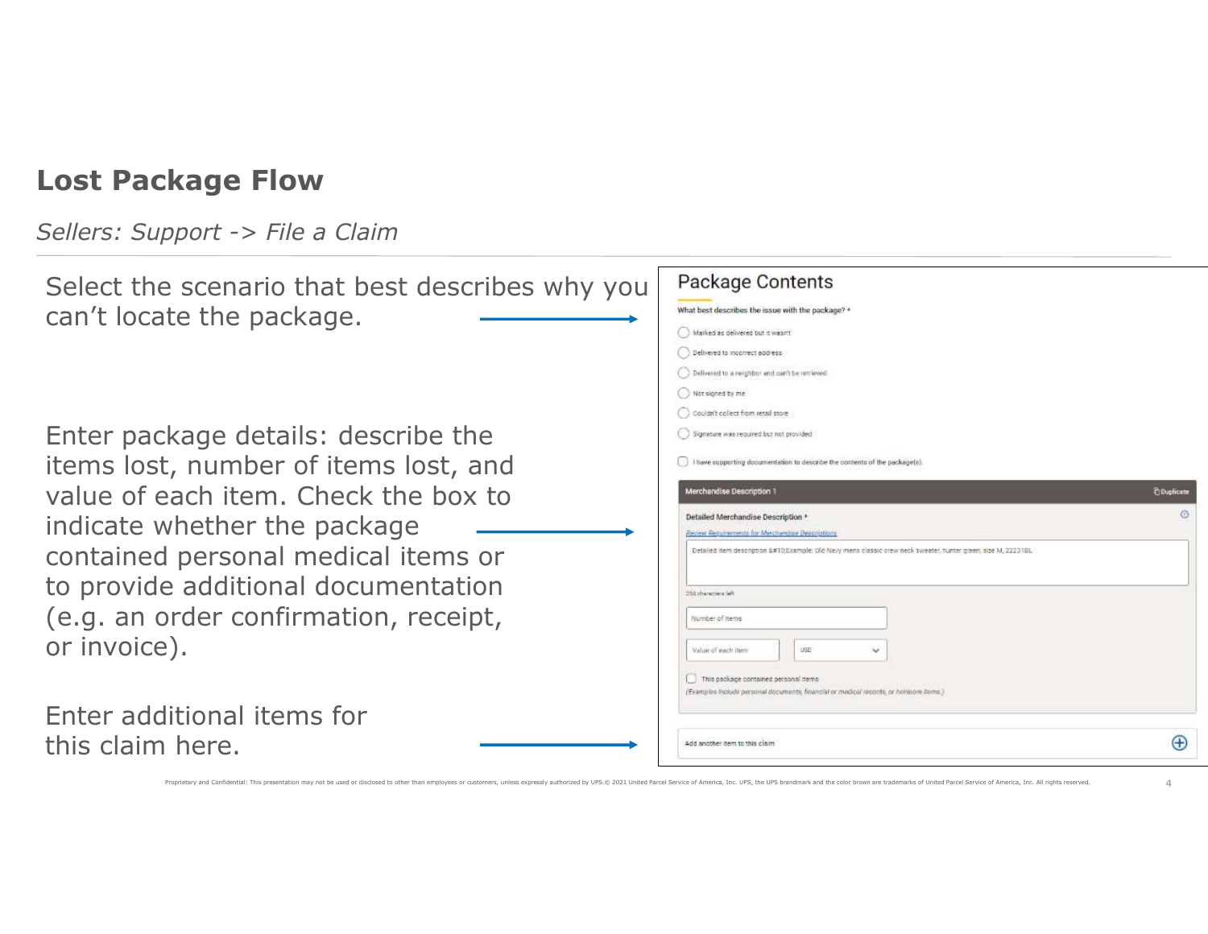## Lost Package Flow

*Sellers: Support -> File a Claim*

Select the scenario that best describes why you can't locate the package.

Enter package details: describe the items lost, number of items lost, and value of each item. Check the box to indicate whether the package contained personal medical items or to provide additional documentation (e.g. an order confirmation, receipt, or invoice).

Enter additional items for this claim here.

### Package Contents

What best describes the issue with the package? *

- Marked as delivered but it wasn't
- Delivered to incorrect address
- Delivered to a neighbor and can't be retrieved
- Not signed by me
- Couldn't collect from retail store
- Signature was required but not provided

☐ I have supporting documentation to describe the contents of the package(s).

**Merchandise Description 1** Duplicate

Detailed Merchandise Description *

Review Requirements for Merchandise Descriptions

Detailed item description &#10;Example: Old Navy mens classic crew neck sweater, hunter green, size M, 22231BL

256 characters left

Number of Items

Value of each item USD

☐ This package contained personal items
(Examples include personal documents, financial or medical records, or heirloom items.)

Add another item to this claim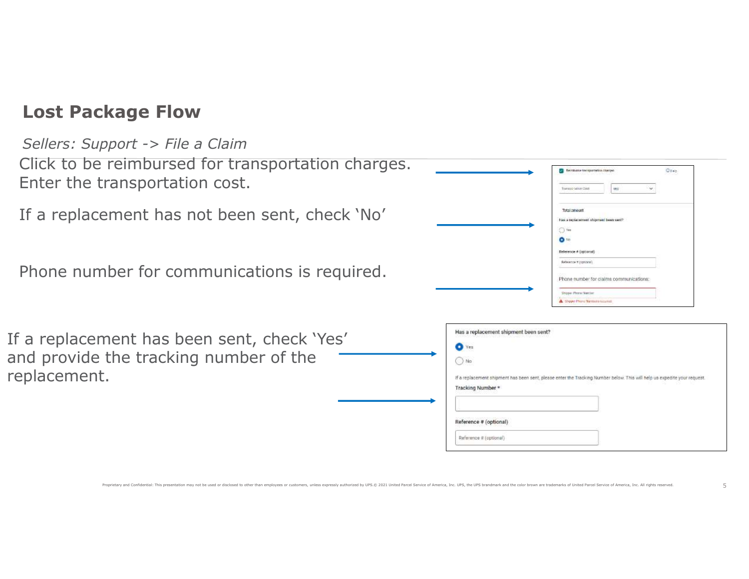## Lost Package Flow

*Sellers: Support -> File a Claim*

Click to be reimbursed for transportation charges. Enter the transportation cost.

If a replacement has not been sent, check 'No'

Phone number for communications is required.

If a replacement has been sent, check 'Yes' and provide the tracking number of the replacement.

Has a replacement shipment been sent?

Yes

No

If a replacement shipment has been sent, please enter the Tracking Number below. This will help us expedite your request.

Tracking Number *

Reference # (optional)

Reference # (optional)

Proprietary and Confidential: This presentation may not be used or disclosed to other than employees or customers, unless expressly authorized by UPS.© 2021 United Parcel Service of America, Inc. UPS, the UPS brandmark and the color brown are trademarks of United Parcel Service of America, Inc. All rights reserved.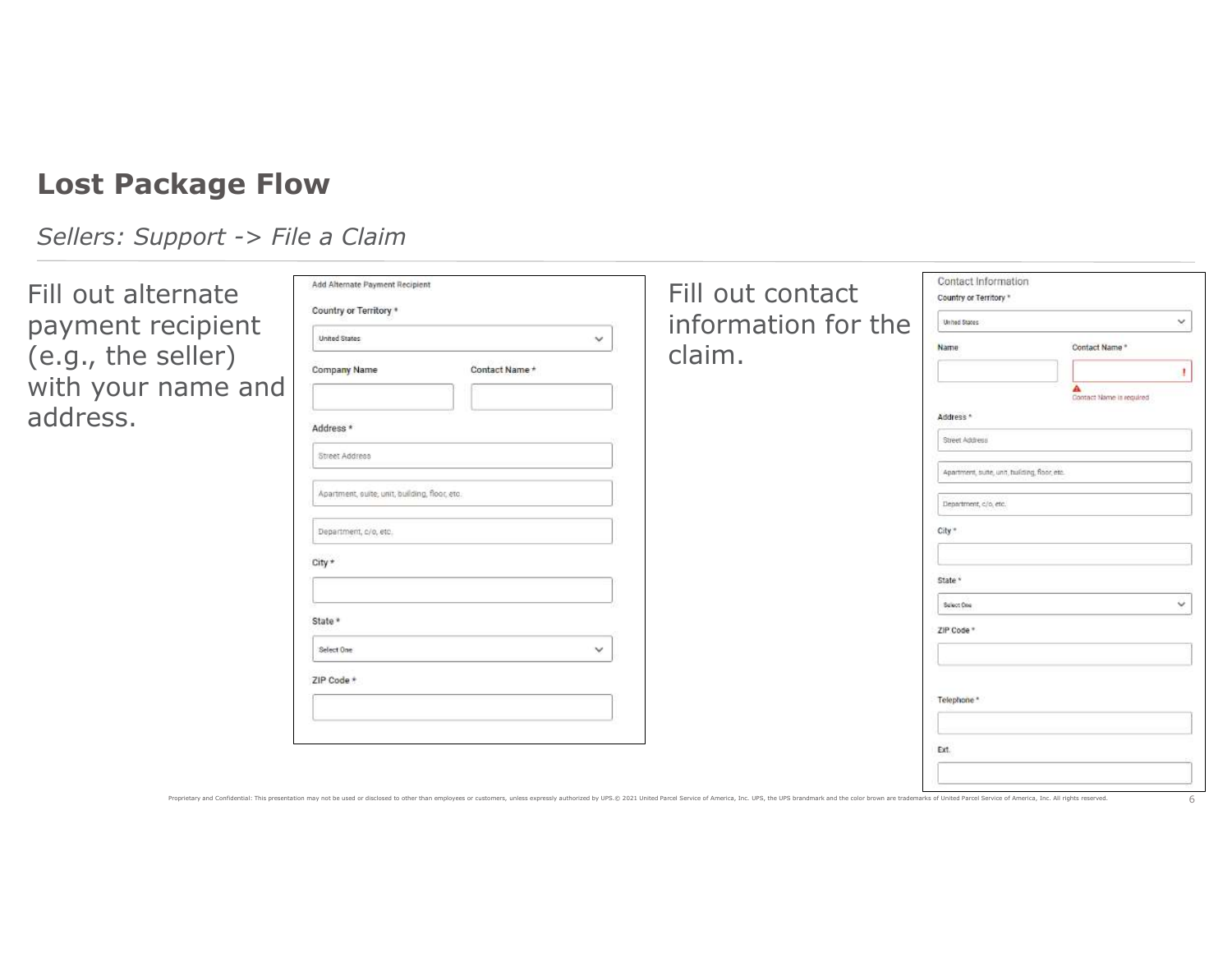## Lost Package Flow

*Sellers: Support -> File a Claim*

Fill out alternate payment recipient (e.g., the seller) with your name and address.

Add Alternate Payment Recipient

Country or Territory *

United States

Company Name

Contact Name *

Address *

Street Address

Apartment, suite, unit, building, floor, etc.

Department, c/o, etc.

City *

State *

Select One

ZIP Code *

Fill out contact information for the claim.

Contact Information

Country or Territory *

United States

Name

Contact Name *

Contact Name is required

Address *

Street Address

Apartment, suite, unit, building, floor, etc.

Department, c/o, etc.

City *

State *

Select One

ZIP Code *

Telephone *

Ext.

Proprietary and Confidential: This presentation may not be used or disclosed to other than employees or customers, unless expressly authorized by UPS.© 2021 United Parcel Service of America, Inc. UPS, the UPS brandmark and the color brown are trademarks of United Parcel Service of America, Inc. All rights reserved.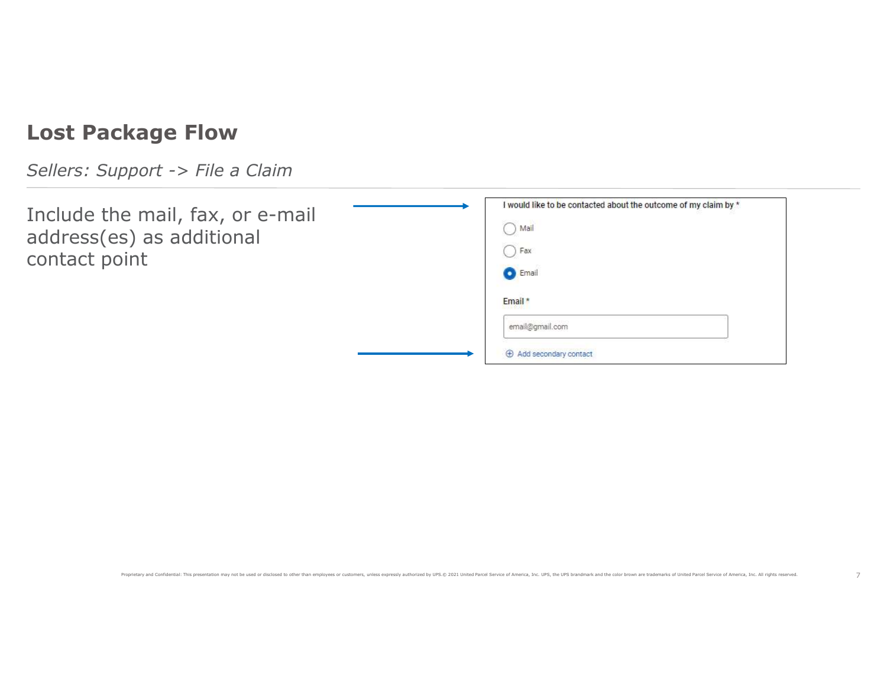## Lost Package Flow

*Sellers: Support -> File a Claim*

Include the mail, fax, or e-mail address(es) as additional contact point

I would like to be contacted about the outcome of my claim by *

- Mail
- Fax
- Email

Email *

email@gmail.com

⊕ Add secondary contact

Proprietary and Confidential: This presentation may not be used or disclosed to other than employees or customers, unless expressly authorized by UPS.© 2021 United Parcel Service of America, Inc. UPS, the UPS brandmark and the color brown are trademarks of United Parcel Service of America, Inc. All rights reserved.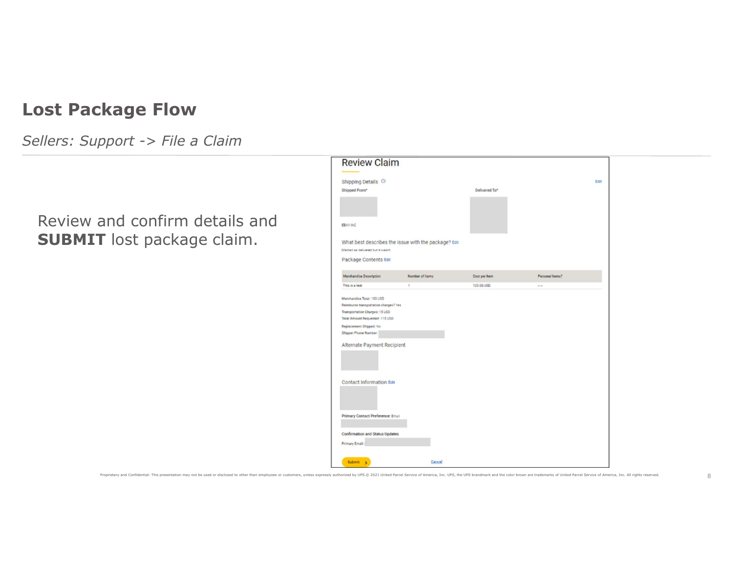# Lost Package Flow

*Sellers: Support -> File a Claim*

Review and confirm details and **SUBMIT** lost package claim.

## Review Claim

Shipping Details Edit

Shipped From*

EBAY INC

Delivered To*

What best describes the issue with the package? Edit

Marked as delivered but it wasn't

Package Contents Edit

| Merchandise Description | Number of Items | Cost per Item | Personal Items? |
| --- | --- | --- | --- |
| This is a test | 1 | 100.00 USD | -- |

Merchandise Total: 100 USD
Reimburse transportation charges? Yes
Transportation Charges: 15 USD
Total Amount Requested: 115 USD
Replacement Shipped: No
Shipper Phone Number:

Alternate Payment Recipient

Contact Information Edit

Primary Contact Preference: Email

Confirmation and Status Updates

Primary Email:

Submit >  Cancel

Proprietary and Confidential: This presentation may not be used or disclosed to other than employees or customers, unless expressly authorized by UPS.© 2021 United Parcel Service of America, Inc. UPS, the UPS brandmark and the color brown are trademarks of United Parcel Service of America, Inc. All rights reserved.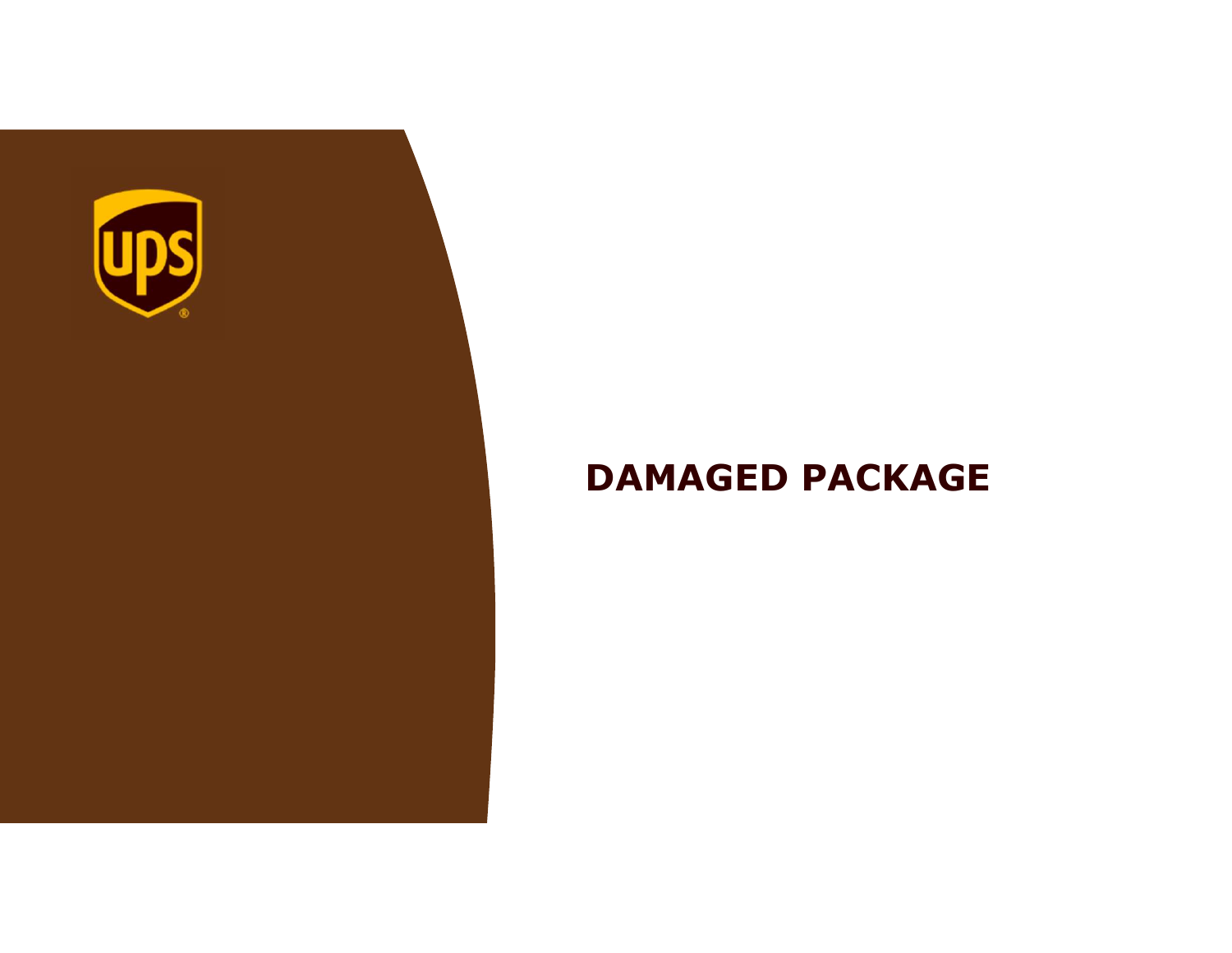# DAMAGED PACKAGE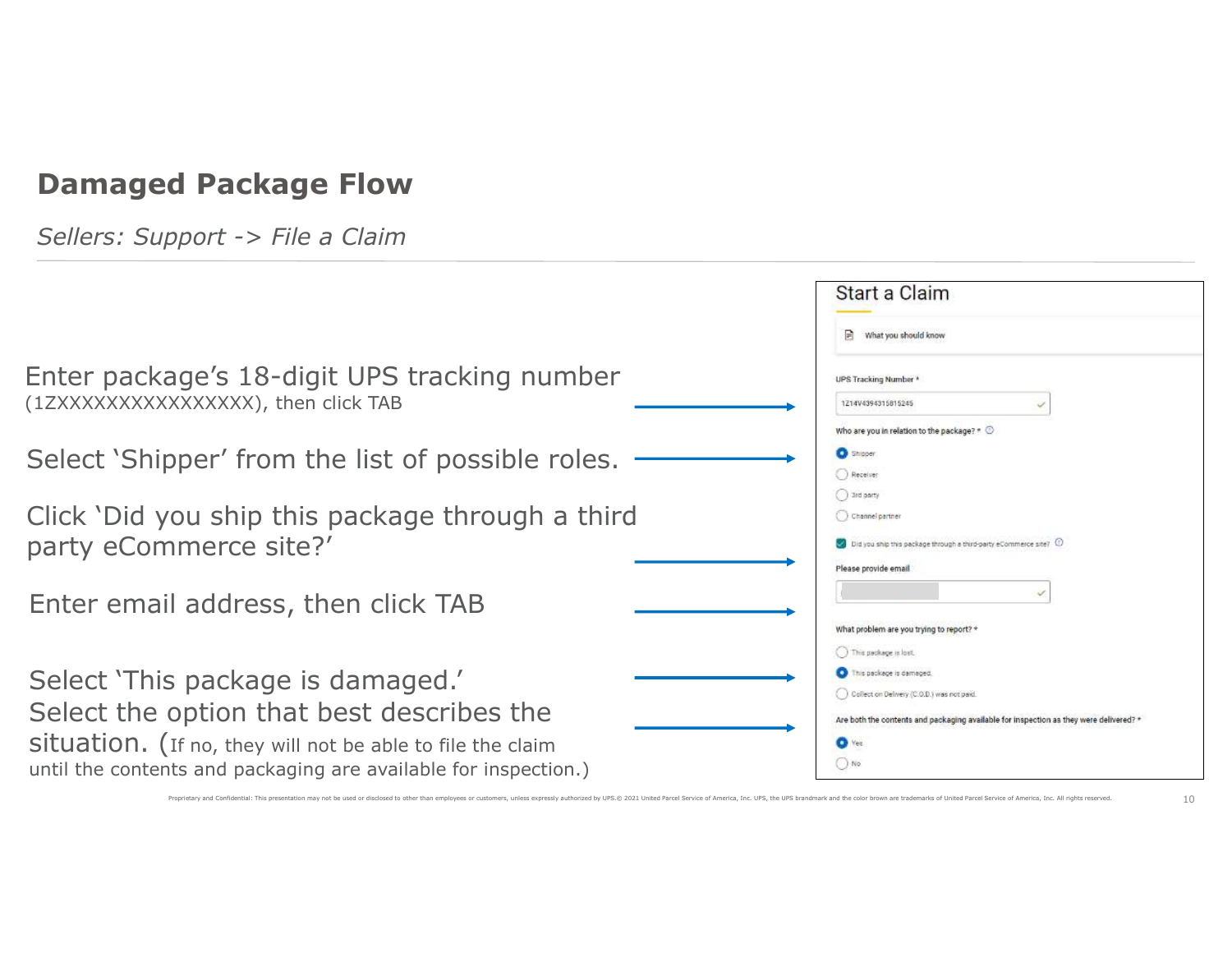## Damaged Package Flow

*Sellers: Support -> File a Claim*

Enter package's 18-digit UPS tracking number (1ZXXXXXXXXXXXXXXXX), then click TAB

Select 'Shipper' from the list of possible roles.

Click 'Did you ship this package through a third party eCommerce site?'

Enter email address, then click TAB

Select 'This package is damaged.'

Select the option that best describes the situation. (If no, they will not be able to file the claim until the contents and packaging are available for inspection.)

**Start a Claim**

What you should know

UPS Tracking Number *

1Z14V4394315815245

Who are you in relation to the package? *

- Shipper
- Receiver
- 3rd party
- Channel partner

Did you ship this package through a third-party eCommerce site?

Please provide email

What problem are you trying to report? *

- This package is lost.
- This package is damaged.
- Collect on Delivery (C.O.D.) was not paid.

Are both the contents and packaging available for inspection as they were delivered? *

- Yes
- No

Proprietary and Confidential: This presentation may not be used or disclosed to other than employees or customers, unless expressly authorized by UPS.© 2021 United Parcel Service of America, Inc. UPS, the UPS brandmark and the color brown are trademarks of United Parcel Service of America, Inc. All rights reserved.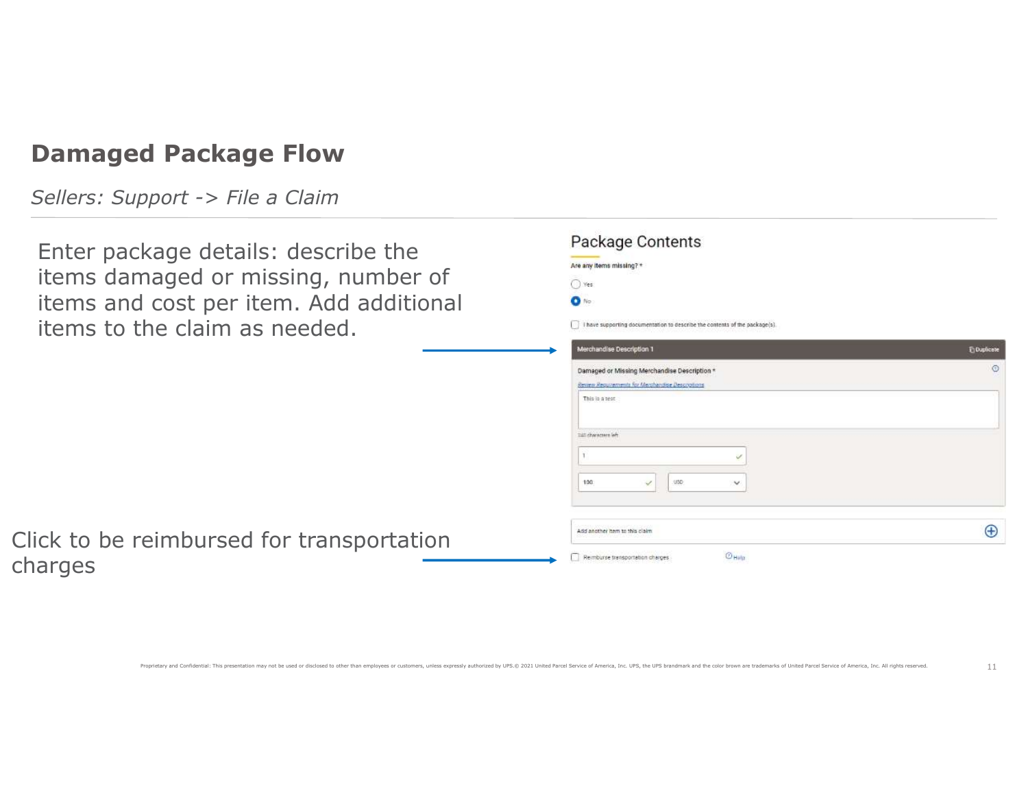## Damaged Package Flow

*Sellers: Support -> File a Claim*

Enter package details: describe the items damaged or missing, number of items and cost per item. Add additional items to the claim as needed.

Package Contents

Are any items missing? *

- Yes
- No

I have supporting documentation to describe the contents of the package(s).

Merchandise Description 1 — Duplicate

Damaged or Missing Merchandise Description *

Review Requirements for Merchandise Descriptions

This is a test

240 characters left

1

100 USD

Add another item to this claim

Click to be reimbursed for transportation charges

Reimburse transportation charges — Help

Proprietary and Confidential: This presentation may not be used or disclosed to other than employees or customers, unless expressly authorized by UPS.© 2021 United Parcel Service of America, Inc. UPS, the UPS brandmark and the color brown are trademarks of United Parcel Service of America, Inc. All rights reserved.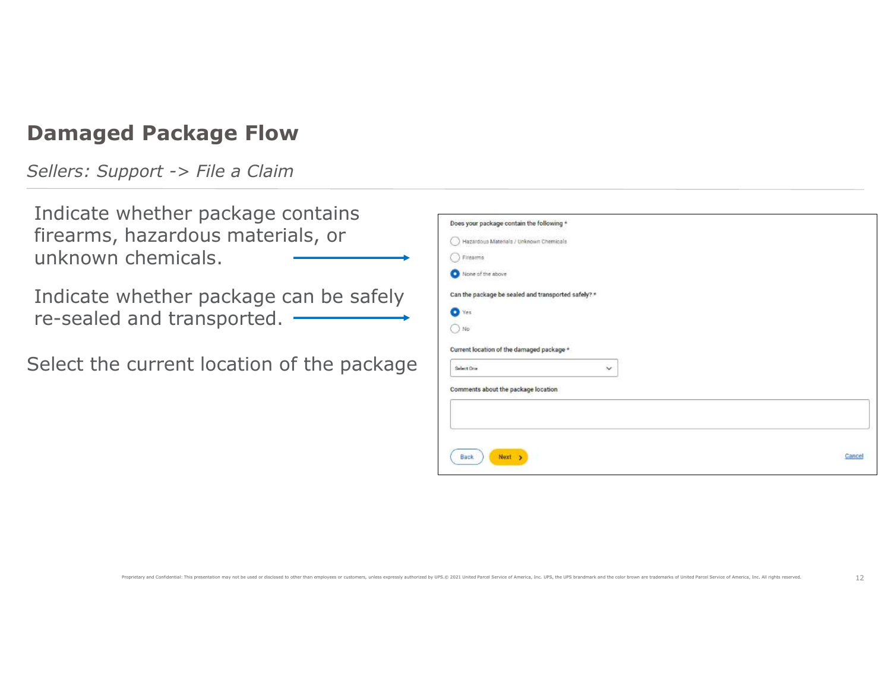## Damaged Package Flow

*Sellers: Support -> File a Claim*

Indicate whether package contains firearms, hazardous materials, or unknown chemicals.

Indicate whether package can be safely re-sealed and transported.

Select the current location of the package

Does your package contain the following *

- Hazardous Materials / Unknown Chemicals
- Firearms
- None of the above

Can the package be sealed and transported safely? *

- Yes
- No

Current location of the damaged package *

Select One

Comments about the package location

Back | Next | Cancel

Proprietary and Confidential: This presentation may not be used or disclosed to other than employees or customers, unless expressly authorized by UPS.© 2021 United Parcel Service of America, Inc. UPS, the UPS brandmark and the color brown are trademarks of United Parcel Service of America, Inc. All rights reserved.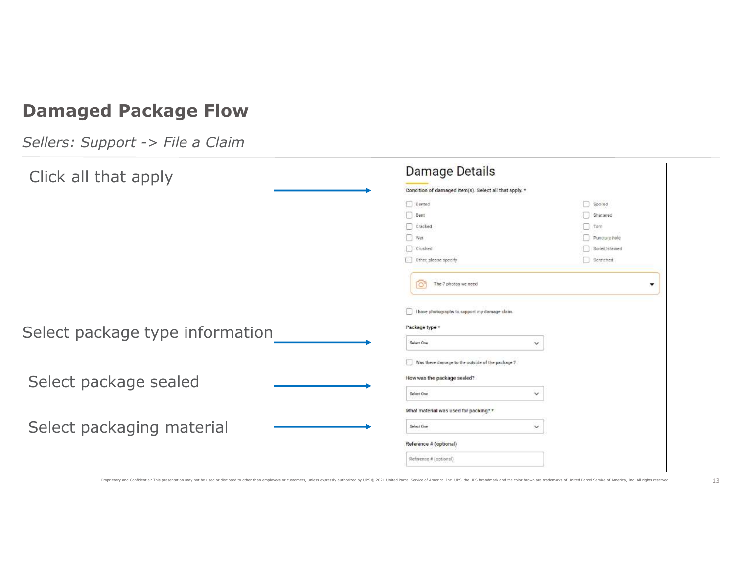## Damaged Package Flow

*Sellers: Support -> File a Claim*

Click all that apply

Select package type information

Select package sealed

Select packaging material

### Damage Details

Condition of damaged item(s). Select all that apply. *

- [ ] Dented
- [ ] Bent
- [ ] Cracked
- [ ] Wet
- [ ] Crushed
- [ ] Other, please specify
- [ ] Spoiled
- [ ] Shattered
- [ ] Torn
- [ ] Puncture hole
- [ ] Soiled/stained
- [ ] Scratched

The 7 photos we need

- [ ] I have photographs to support my damage claim.

Package type *

Select One

- [ ] Was there damage to the outside of the package?

How was the package sealed?

Select One

What material was used for packing? *

Select One

Reference # (optional)

Reference # (optional)

Proprietary and Confidential: This presentation may not be used or disclosed to other than employees or customers, unless expressly authorized by UPS.© 2021 United Parcel Service of America, Inc. UPS, the UPS brandmark and the color brown are trademarks of United Parcel Service of America, Inc. All rights reserved.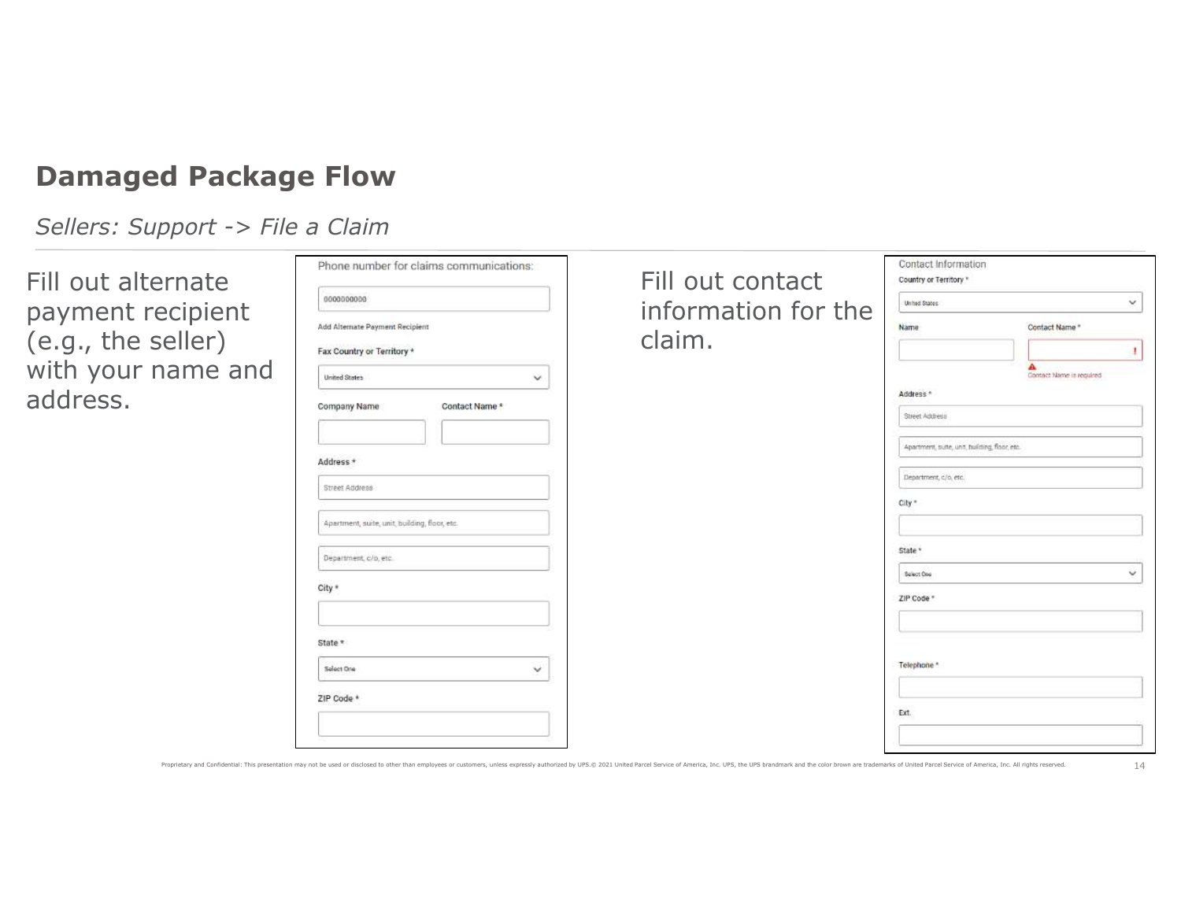## Damaged Package Flow

*Sellers: Support -> File a Claim*

Fill out alternate payment recipient (e.g., the seller) with your name and address.

Phone number for claims communications:

0000000000

Add Alternate Payment Recipient

Fax Country or Territory *

United States

Company Name

Contact Name *

Address *

Street Address

Apartment, suite, unit, building, floor, etc.

Department, c/o, etc.

City *

State *

Select One

ZIP Code *

Fill out contact information for the claim.

Contact Information

Country or Territory *

United States

Name

Contact Name *

Contact Name is required

Address *

Street Address

Apartment, suite, unit, building, floor, etc.

Department, c/o, etc.

City *

State *

Select One

ZIP Code *

Telephone *

Ext.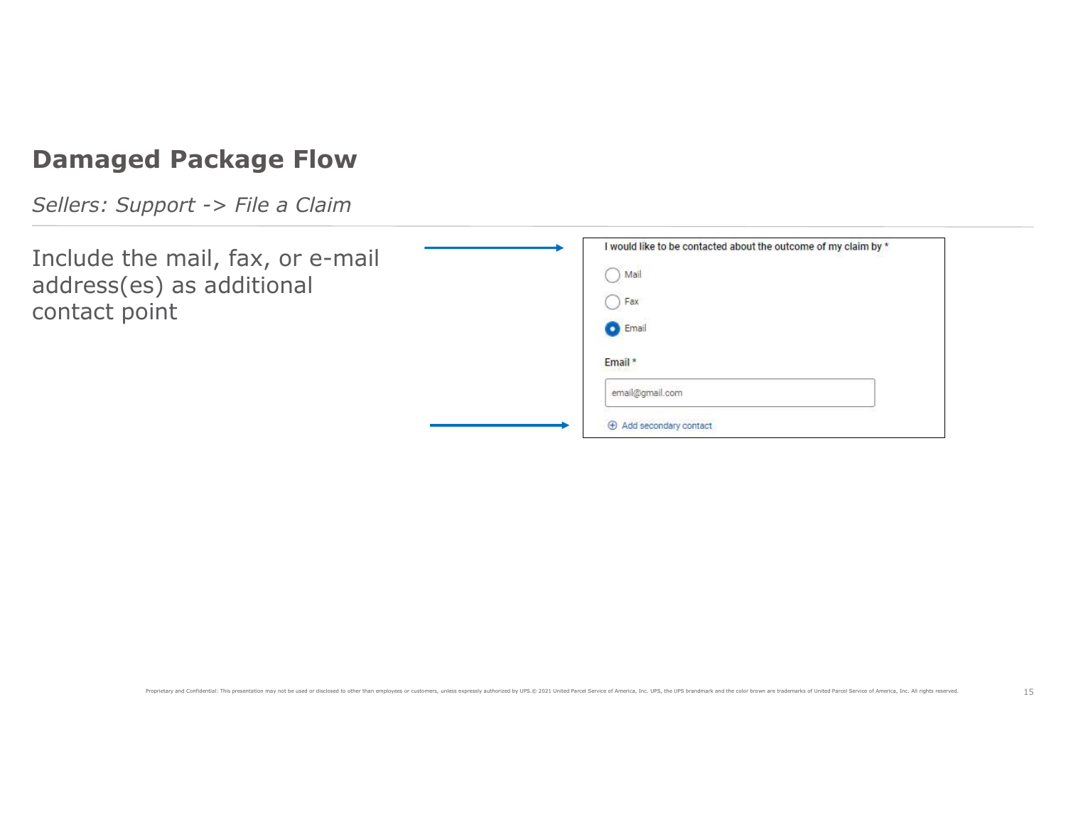# Damaged Package Flow

*Sellers: Support -> File a Claim*

Include the mail, fax, or e-mail address(es) as additional contact point

I would like to be contacted about the outcome of my claim by *

- Mail
- Fax
- Email

Email *

email@gmail.com

⊕ Add secondary contact

Proprietary and Confidential: This presentation may not be used or disclosed to other than employees or customers, unless expressly authorized by UPS.© 2021 United Parcel Service of America, Inc. UPS, the UPS brandmark and the color brown are trademarks of United Parcel Service of America, Inc. All rights reserved.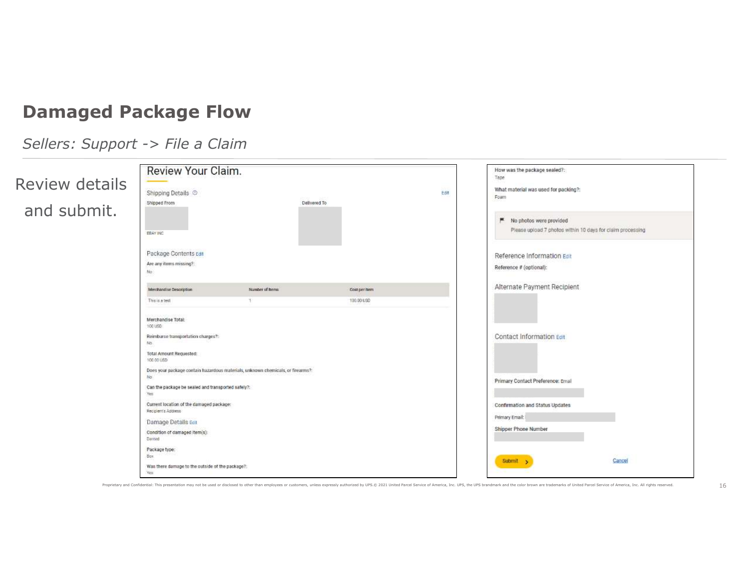# Damaged Package Flow

*Sellers: Support -> File a Claim*

Review details and submit.

## Review Your Claim.

### Shipping Details

Edit

Shipped From

EBAY INC

Delivered To

### Package Contents Edit

Are any items missing?:
No

| Merchandise Description | Number of Items | Cost per Item |
| --- | --- | --- |
| This is a test | 1 | 100.00 USD |

Merchandise Total:
100 USD

Reimburse transportation charges?:
No

Total Amount Requested:
100.00 USD

Does your package contain hazardous materials, unknown chemicals, or firearms?:
No

Can the package be sealed and transported safely?:
Yes

Current location of the damaged package:
Recipient's Address

### Damage Details Edit

Condition of damaged item(s):
Dented

Package type:
Box

Was there damage to the outside of the package?:
Yes

How was the package sealed?:
Tape

What material was used for packing?:
Foam

No photos were provided
Please upload 7 photos within 10 days for claim processing

### Reference Information Edit

Reference # (optional):

### Alternate Payment Recipient

### Contact Information Edit

Primary Contact Preference: Email

Confirmation and Status Updates

Primary Email:

Shipper Phone Number

Submit

Cancel

Proprietary and Confidential: This presentation may not be used or disclosed to other than employees or customers, unless expressly authorized by UPS.© 2021 United Parcel Service of America, Inc. UPS, the UPS brandmark and the color brown are trademarks of United Parcel Service of America, Inc. All rights reserved.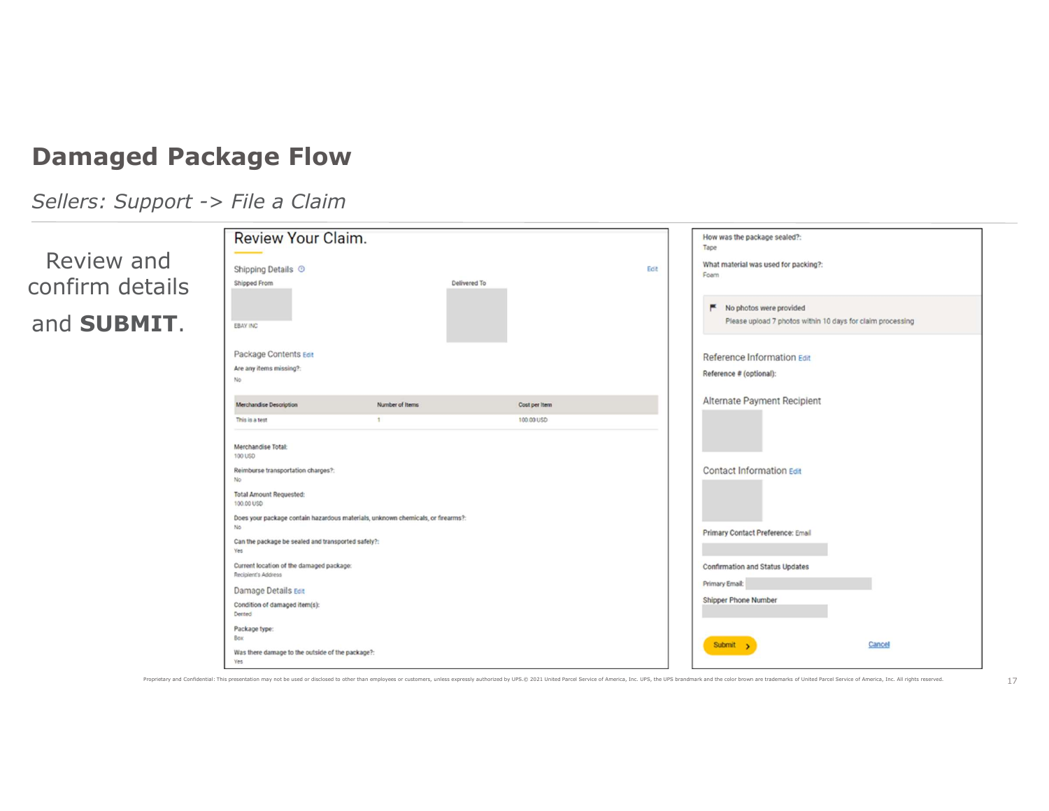# Damaged Package Flow

*Sellers: Support -> File a Claim*

Review and confirm details and **SUBMIT**.

## Review Your Claim.

**Shipping Details** Edit

Shipped From

EBAY INC

Delivered To

**Package Contents** Edit

Are any items missing?:
No

| Merchandise Description | Number of Items | Cost per Item |
|---|---|---|
| This is a test | 1 | 100.00 USD |

Merchandise Total:
100 USD

Reimburse transportation charges?:
No

Total Amount Requested:
100.00 USD

Does your package contain hazardous materials, unknown chemicals, or firearms?:
No

Can the package be sealed and transported safely?:
Yes

Current location of the damaged package:
Recipient's Address

**Damage Details** Edit

Condition of damaged item(s):
Dented

Package type:
Box

Was there damage to the outside of the package?:
Yes

How was the package sealed?:
Tape

What material was used for packing?:
Foam

No photos were provided
Please upload 7 photos within 10 days for claim processing

**Reference Information** Edit

Reference # (optional):

**Alternate Payment Recipient**

**Contact Information** Edit

Primary Contact Preference: Email

Confirmation and Status Updates

Primary Email:

Shipper Phone Number

Submit >

Cancel

Proprietary and Confidential: This presentation may not be used or disclosed to other than employees or customers, unless expressly authorized by UPS.© 2021 United Parcel Service of America, Inc. UPS, the UPS brandmark and the color brown are trademarks of United Parcel Service of America, Inc. All rights reserved.